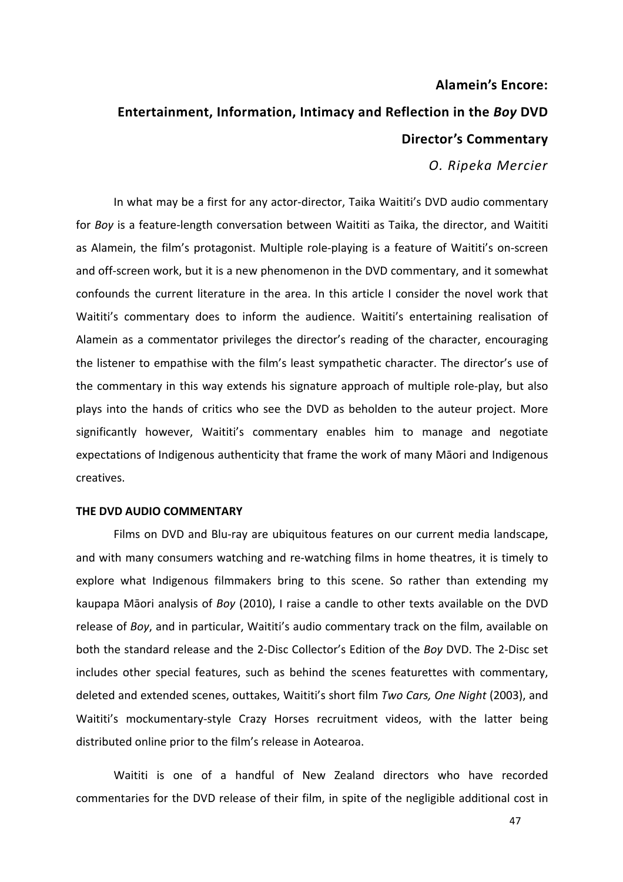# Alamein's Encore:

## Entertainment, Information, Intimacy and Reflection in the *Boy* DVD Director's Commentary

*O. Ripeka Mercier*

In what may be a first for any actor-director, Taika Waititi's DVD audio commentary for *Boy* is a feature-length conversation between Waititi as Taika, the director, and Waititi as Alamein, the film's protagonist. Multiple role-playing is a feature of Waititi's on-screen and off-screen work, but it is a new phenomenon in the DVD commentary, and it somewhat confounds the current literature in the area. In this article I consider the novel work that Waititi's commentary does to inform the audience. Waititi's entertaining realisation of Alamein as a commentator privileges the director's reading of the character, encouraging the listener to empathise with the film's least sympathetic character. The director's use of the commentary in this way extends his signature approach of multiple role-play, but also plays into the hands of critics who see the DVD as beholden to the auteur project. More significantly however, Waititi's commentary enables him to manage and negotiate expectations of Indigenous authenticity that frame the work of many Māori and Indigenous creatives.

### THE DVD AUDIO COMMENTARY

Films on DVD and Blu-ray are ubiquitous features on our current media landscape, and with many consumers watching and re-watching films in home theatres, it is timely to explore what Indigenous filmmakers bring to this scene. So rather than extending my kaupapa Māori analysis of *Boy* (2010), I raise a candle to other texts available on the DVD release of *Boy*, and in particular, Waititi's audio commentary track on the film, available on both the standard release and the 2-Disc Collector's Edition of the *Boy* DVD. The 2-Disc set includes other special features, such as behind the scenes featurettes with commentary, deleted and extended scenes, outtakes, Waititi's short film *Two Cars, One Night* (2003), and Waititi's mockumentary-style Crazy Horses recruitment videos, with the latter being distributed online prior to the film's release in Aotearoa.

Waititi is one of a handful of New Zealand directors who have recorded commentaries for the DVD release of their film, in spite of the negligible additional cost in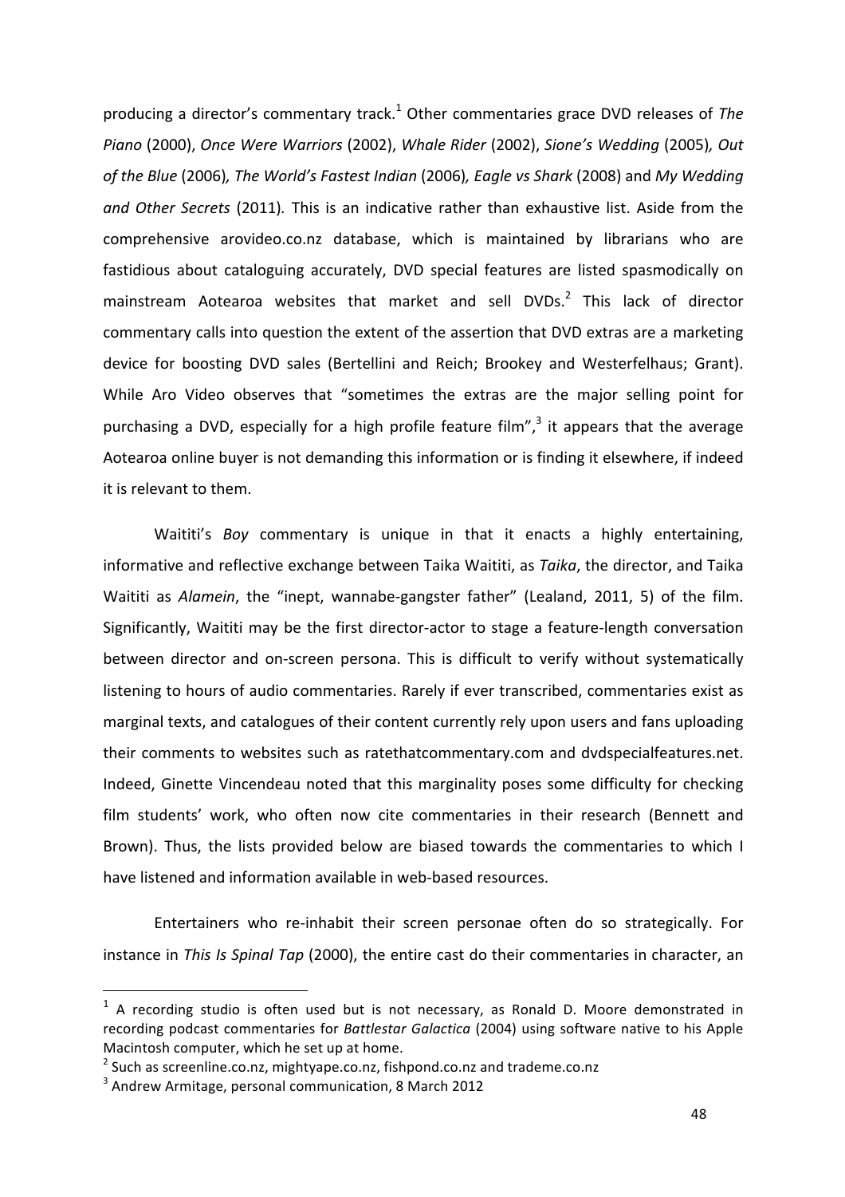producing a director's commentary track.[1] Other commentaries grace DVD releases of *The Piano* (2000), *Once Were Warriors* (2002), *Whale Rider* (2002), *Sione's Wedding* (2005)*, Out of the Blue* (2006)*, The World's Fastest Indian* (2006)*, Eagle vs Shark* (2008) and *My Wedding and Other Secrets* (2011)*.* This is an indicative rather than exhaustive list. Aside from the comprehensive arovideo.co.nz database, which is maintained by librarians who are fastidious about cataloguing accurately, DVD special features are listed spasmodically on mainstream Aotearoa websites that market and sell DVDs.[2] This lack of director commentary calls into question the extent of the assertion that DVD extras are a marketing device for boosting DVD sales (Bertellini and Reich; Brookey and Westerfelhaus; Grant). While Aro Video observes that "sometimes the extras are the major selling point for purchasing a DVD, especially for a high profile feature film",[3] it appears that the average Aotearoa online buyer is not demanding this information or is finding it elsewhere, if indeed it is relevant to them.

Waititi's *Boy* commentary is unique in that it enacts a highly entertaining, informative and reflective exchange between Taika Waititi, as *Taika*, the director, and Taika Waititi as *Alamein*, the "inept, wannabe-gangster father" (Lealand, 2011, 5) of the film. Significantly, Waititi may be the first director-actor to stage a feature-length conversation between director and on-screen persona. This is difficult to verify without systematically listening to hours of audio commentaries. Rarely if ever transcribed, commentaries exist as marginal texts, and catalogues of their content currently rely upon users and fans uploading their comments to websites such as ratethatcommentary.com and dvdspecialfeatures.net. Indeed, Ginette Vincendeau noted that this marginality poses some difficulty for checking film students' work, who often now cite commentaries in their research (Bennett and Brown). Thus, the lists provided below are biased towards the commentaries to which I have listened and information available in web-based resources.

Entertainers who re-inhabit their screen personae often do so strategically. For instance in *This Is Spinal Tap* (2000), the entire cast do their commentaries in character, an

---

[1] A recording studio is often used but is not necessary, as Ronald D. Moore demonstrated in recording podcast commentaries for *Battlestar Galactica* (2004) using software native to his Apple Macintosh computer, which he set up at home.

[2] Such as screenline.co.nz, mightyape.co.nz, fishpond.co.nz and trademe.co.nz

[3] Andrew Armitage, personal communication, 8 March 2012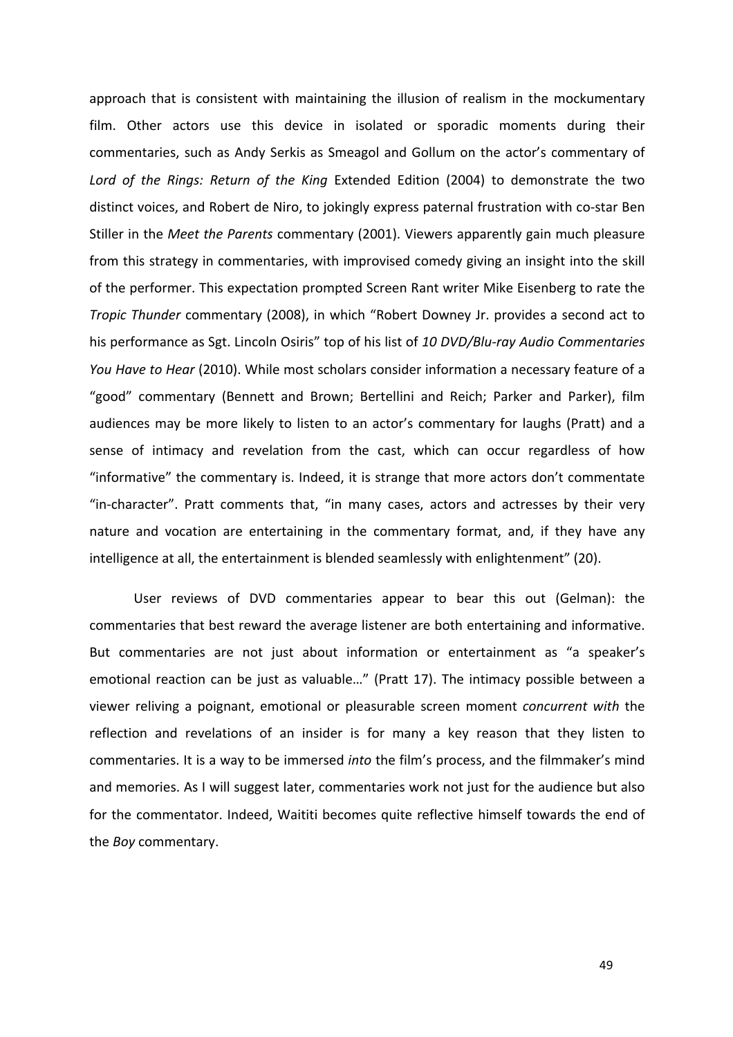approach that is consistent with maintaining the illusion of realism in the mockumentary film. Other actors use this device in isolated or sporadic moments during their commentaries, such as Andy Serkis as Smeagol and Gollum on the actor's commentary of *Lord of the Rings: Return of the King* Extended Edition (2004) to demonstrate the two distinct voices, and Robert de Niro, to jokingly express paternal frustration with co-star Ben Stiller in the *Meet the Parents* commentary (2001). Viewers apparently gain much pleasure from this strategy in commentaries, with improvised comedy giving an insight into the skill of the performer. This expectation prompted Screen Rant writer Mike Eisenberg to rate the *Tropic Thunder* commentary (2008), in which "Robert Downey Jr. provides a second act to his performance as Sgt. Lincoln Osiris" top of his list of *10 DVD/Blu-ray Audio Commentaries You Have to Hear* (2010). While most scholars consider information a necessary feature of a "good" commentary (Bennett and Brown; Bertellini and Reich; Parker and Parker), film audiences may be more likely to listen to an actor's commentary for laughs (Pratt) and a sense of intimacy and revelation from the cast, which can occur regardless of how "informative" the commentary is. Indeed, it is strange that more actors don't commentate "in-character". Pratt comments that, "in many cases, actors and actresses by their very nature and vocation are entertaining in the commentary format, and, if they have any intelligence at all, the entertainment is blended seamlessly with enlightenment" (20).

User reviews of DVD commentaries appear to bear this out (Gelman): the commentaries that best reward the average listener are both entertaining and informative. But commentaries are not just about information or entertainment as "a speaker's emotional reaction can be just as valuable…" (Pratt 17). The intimacy possible between a viewer reliving a poignant, emotional or pleasurable screen moment *concurrent with* the reflection and revelations of an insider is for many a key reason that they listen to commentaries. It is a way to be immersed *into* the film's process, and the filmmaker's mind and memories. As I will suggest later, commentaries work not just for the audience but also for the commentator. Indeed, Waititi becomes quite reflective himself towards the end of the *Boy* commentary.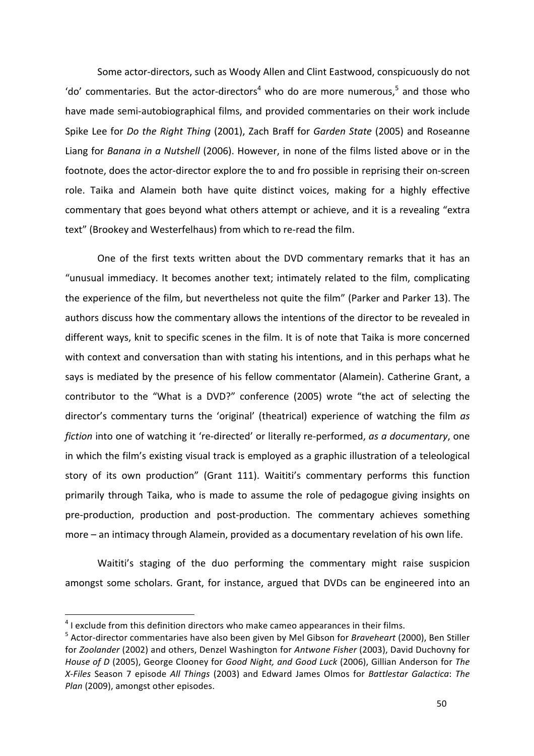Some actor-directors, such as Woody Allen and Clint Eastwood, conspicuously do not 'do' commentaries. But the actor-directors[4] who do are more numerous,[5] and those who have made semi-autobiographical films, and provided commentaries on their work include Spike Lee for *Do the Right Thing* (2001), Zach Braff for *Garden State* (2005) and Roseanne Liang for *Banana in a Nutshell* (2006). However, in none of the films listed above or in the footnote, does the actor-director explore the to and fro possible in reprising their on-screen role. Taika and Alamein both have quite distinct voices, making for a highly effective commentary that goes beyond what others attempt or achieve, and it is a revealing "extra text" (Brookey and Westerfelhaus) from which to re-read the film.

One of the first texts written about the DVD commentary remarks that it has an "unusual immediacy. It becomes another text; intimately related to the film, complicating the experience of the film, but nevertheless not quite the film" (Parker and Parker 13). The authors discuss how the commentary allows the intentions of the director to be revealed in different ways, knit to specific scenes in the film. It is of note that Taika is more concerned with context and conversation than with stating his intentions, and in this perhaps what he says is mediated by the presence of his fellow commentator (Alamein). Catherine Grant, a contributor to the "What is a DVD?" conference (2005) wrote "the act of selecting the director's commentary turns the 'original' (theatrical) experience of watching the film *as fiction* into one of watching it 're-directed' or literally re-performed, *as a documentary*, one in which the film's existing visual track is employed as a graphic illustration of a teleological story of its own production" (Grant 111). Waititi's commentary performs this function primarily through Taika, who is made to assume the role of pedagogue giving insights on pre-production, production and post-production. The commentary achieves something more – an intimacy through Alamein, provided as a documentary revelation of his own life.

Waititi's staging of the duo performing the commentary might raise suspicion amongst some scholars. Grant, for instance, argued that DVDs can be engineered into an

---

[4] I exclude from this definition directors who make cameo appearances in their films.

[5] Actor-director commentaries have also been given by Mel Gibson for *Braveheart* (2000), Ben Stiller for *Zoolander* (2002) and others, Denzel Washington for *Antwone Fisher* (2003), David Duchovny for *House of D* (2005), George Clooney for *Good Night, and Good Luck* (2006), Gillian Anderson for *The X-Files* Season 7 episode *All Things* (2003) and Edward James Olmos for *Battlestar Galactica*: *The Plan* (2009), amongst other episodes.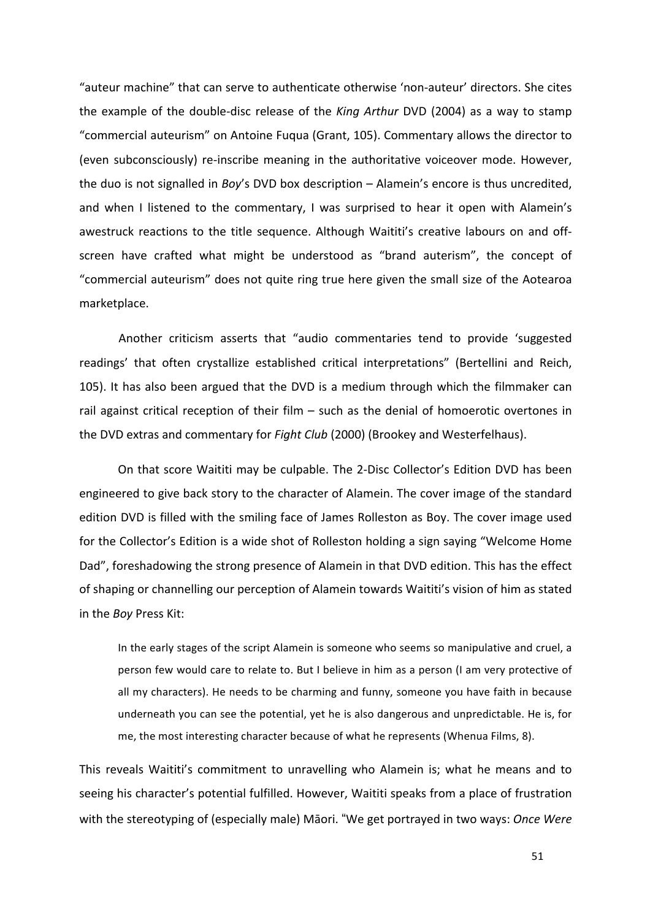"auteur machine" that can serve to authenticate otherwise 'non-auteur' directors. She cites the example of the double-disc release of the *King Arthur* DVD (2004) as a way to stamp "commercial auteurism" on Antoine Fuqua (Grant, 105). Commentary allows the director to (even subconsciously) re-inscribe meaning in the authoritative voiceover mode. However, the duo is not signalled in *Boy*'s DVD box description – Alamein's encore is thus uncredited, and when I listened to the commentary, I was surprised to hear it open with Alamein's awestruck reactions to the title sequence. Although Waititi's creative labours on and off-screen have crafted what might be understood as "brand auterism", the concept of "commercial auteurism" does not quite ring true here given the small size of the Aotearoa marketplace.

Another criticism asserts that "audio commentaries tend to provide 'suggested readings' that often crystallize established critical interpretations" (Bertellini and Reich, 105). It has also been argued that the DVD is a medium through which the filmmaker can rail against critical reception of their film – such as the denial of homoerotic overtones in the DVD extras and commentary for *Fight Club* (2000) (Brookey and Westerfelhaus).

On that score Waititi may be culpable. The 2-Disc Collector's Edition DVD has been engineered to give back story to the character of Alamein. The cover image of the standard edition DVD is filled with the smiling face of James Rolleston as Boy. The cover image used for the Collector's Edition is a wide shot of Rolleston holding a sign saying "Welcome Home Dad", foreshadowing the strong presence of Alamein in that DVD edition. This has the effect of shaping or channelling our perception of Alamein towards Waititi's vision of him as stated in the *Boy* Press Kit:

> In the early stages of the script Alamein is someone who seems so manipulative and cruel, a person few would care to relate to. But I believe in him as a person (I am very protective of all my characters). He needs to be charming and funny, someone you have faith in because underneath you can see the potential, yet he is also dangerous and unpredictable. He is, for me, the most interesting character because of what he represents (Whenua Films, 8).

This reveals Waititi's commitment to unravelling who Alamein is; what he means and to seeing his character's potential fulfilled. However, Waititi speaks from a place of frustration with the stereotyping of (especially male) Māori. "We get portrayed in two ways: *Once Were*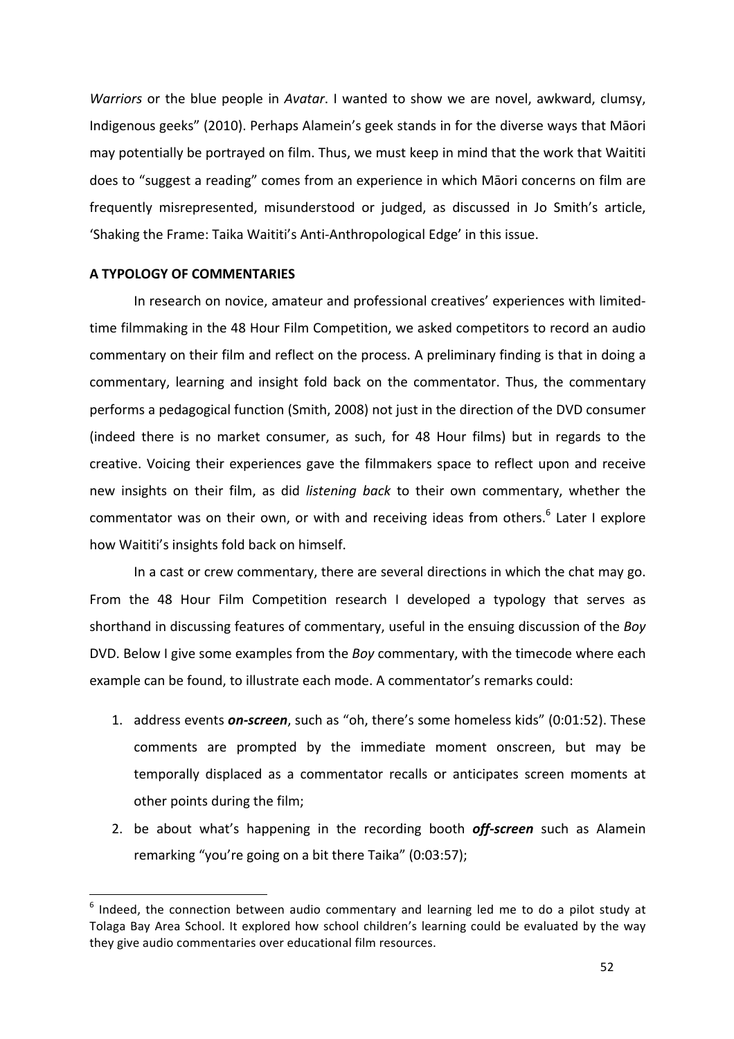*Warriors* or the blue people in *Avatar*. I wanted to show we are novel, awkward, clumsy, Indigenous geeks" (2010). Perhaps Alamein's geek stands in for the diverse ways that Māori may potentially be portrayed on film. Thus, we must keep in mind that the work that Waititi does to "suggest a reading" comes from an experience in which Māori concerns on film are frequently misrepresented, misunderstood or judged, as discussed in Jo Smith's article, 'Shaking the Frame: Taika Waititi's Anti-Anthropological Edge' in this issue.

## A TYPOLOGY OF COMMENTARIES

In research on novice, amateur and professional creatives' experiences with limited-time filmmaking in the 48 Hour Film Competition, we asked competitors to record an audio commentary on their film and reflect on the process. A preliminary finding is that in doing a commentary, learning and insight fold back on the commentator. Thus, the commentary performs a pedagogical function (Smith, 2008) not just in the direction of the DVD consumer (indeed there is no market consumer, as such, for 48 Hour films) but in regards to the creative. Voicing their experiences gave the filmmakers space to reflect upon and receive new insights on their film, as did *listening back* to their own commentary, whether the commentator was on their own, or with and receiving ideas from others.[6] Later I explore how Waititi's insights fold back on himself.

In a cast or crew commentary, there are several directions in which the chat may go. From the 48 Hour Film Competition research I developed a typology that serves as shorthand in discussing features of commentary, useful in the ensuing discussion of the *Boy* DVD. Below I give some examples from the *Boy* commentary, with the timecode where each example can be found, to illustrate each mode. A commentator's remarks could:

1. address events ***on-screen***, such as "oh, there's some homeless kids" (0:01:52). These comments are prompted by the immediate moment onscreen, but may be temporally displaced as a commentator recalls or anticipates screen moments at other points during the film;
2. be about what's happening in the recording booth ***off-screen*** such as Alamein remarking "you're going on a bit there Taika" (0:03:57);

[6] Indeed, the connection between audio commentary and learning led me to do a pilot study at Tolaga Bay Area School. It explored how school children's learning could be evaluated by the way they give audio commentaries over educational film resources.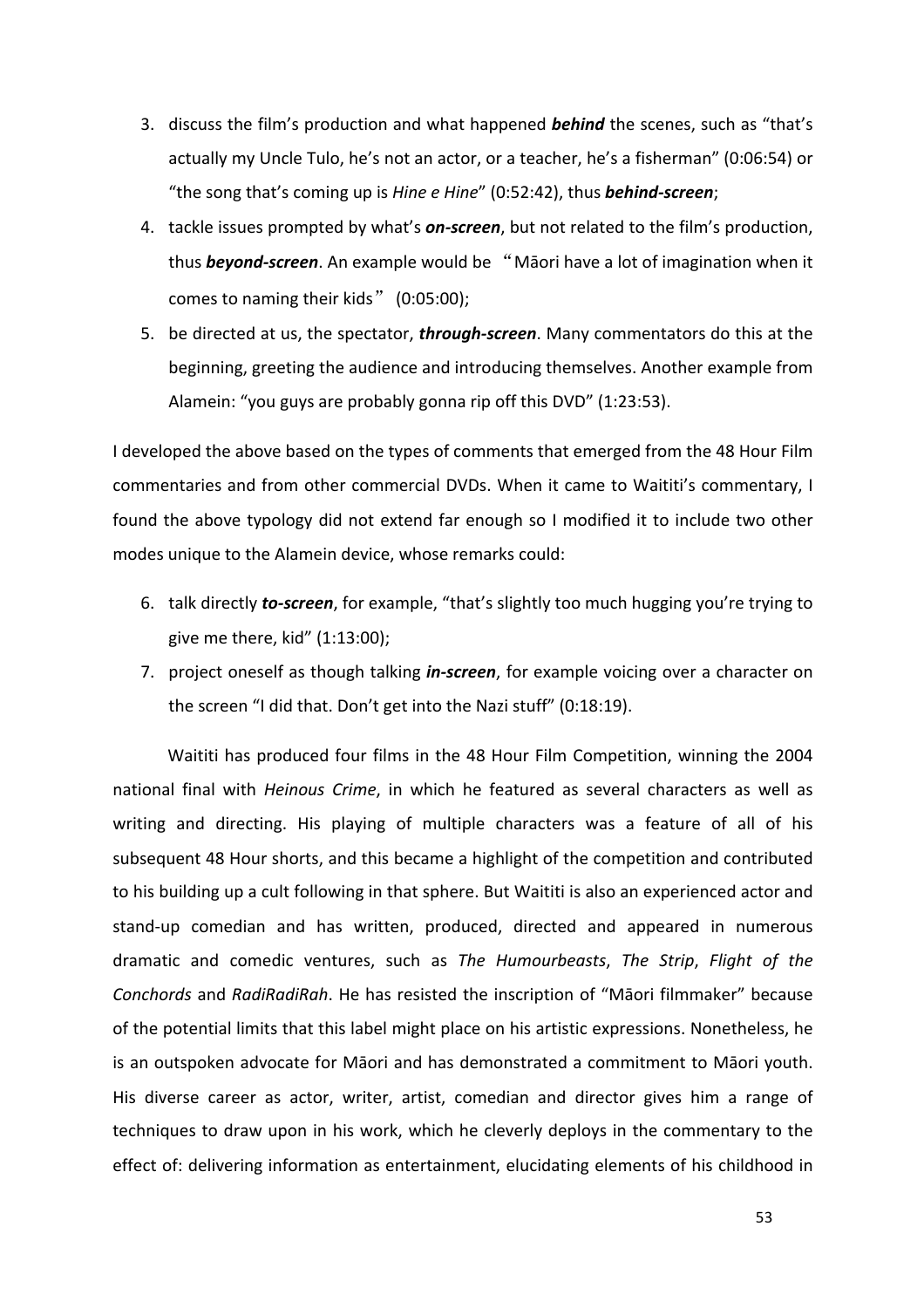3. discuss the film's production and what happened ***behind*** the scenes, such as "that's actually my Uncle Tulo, he's not an actor, or a teacher, he's a fisherman" (0:06:54) or "the song that's coming up is *Hine e Hine*" (0:52:42), thus ***behind-screen***;
4. tackle issues prompted by what's ***on-screen***, but not related to the film's production, thus ***beyond-screen***. An example would be "Māori have a lot of imagination when it comes to naming their kids" (0:05:00);
5. be directed at us, the spectator, ***through-screen***. Many commentators do this at the beginning, greeting the audience and introducing themselves. Another example from Alamein: "you guys are probably gonna rip off this DVD" (1:23:53).

I developed the above based on the types of comments that emerged from the 48 Hour Film commentaries and from other commercial DVDs. When it came to Waititi's commentary, I found the above typology did not extend far enough so I modified it to include two other modes unique to the Alamein device, whose remarks could:

6. talk directly ***to-screen***, for example, "that's slightly too much hugging you're trying to give me there, kid" (1:13:00);
7. project oneself as though talking ***in-screen***, for example voicing over a character on the screen "I did that. Don't get into the Nazi stuff" (0:18:19).

Waititi has produced four films in the 48 Hour Film Competition, winning the 2004 national final with *Heinous Crime*, in which he featured as several characters as well as writing and directing. His playing of multiple characters was a feature of all of his subsequent 48 Hour shorts, and this became a highlight of the competition and contributed to his building up a cult following in that sphere. But Waititi is also an experienced actor and stand-up comedian and has written, produced, directed and appeared in numerous dramatic and comedic ventures, such as *The Humourbeasts*, *The Strip*, *Flight of the Conchords* and *RadiRadiRah*. He has resisted the inscription of "Māori filmmaker" because of the potential limits that this label might place on his artistic expressions. Nonetheless, he is an outspoken advocate for Māori and has demonstrated a commitment to Māori youth. His diverse career as actor, writer, artist, comedian and director gives him a range of techniques to draw upon in his work, which he cleverly deploys in the commentary to the effect of: delivering information as entertainment, elucidating elements of his childhood in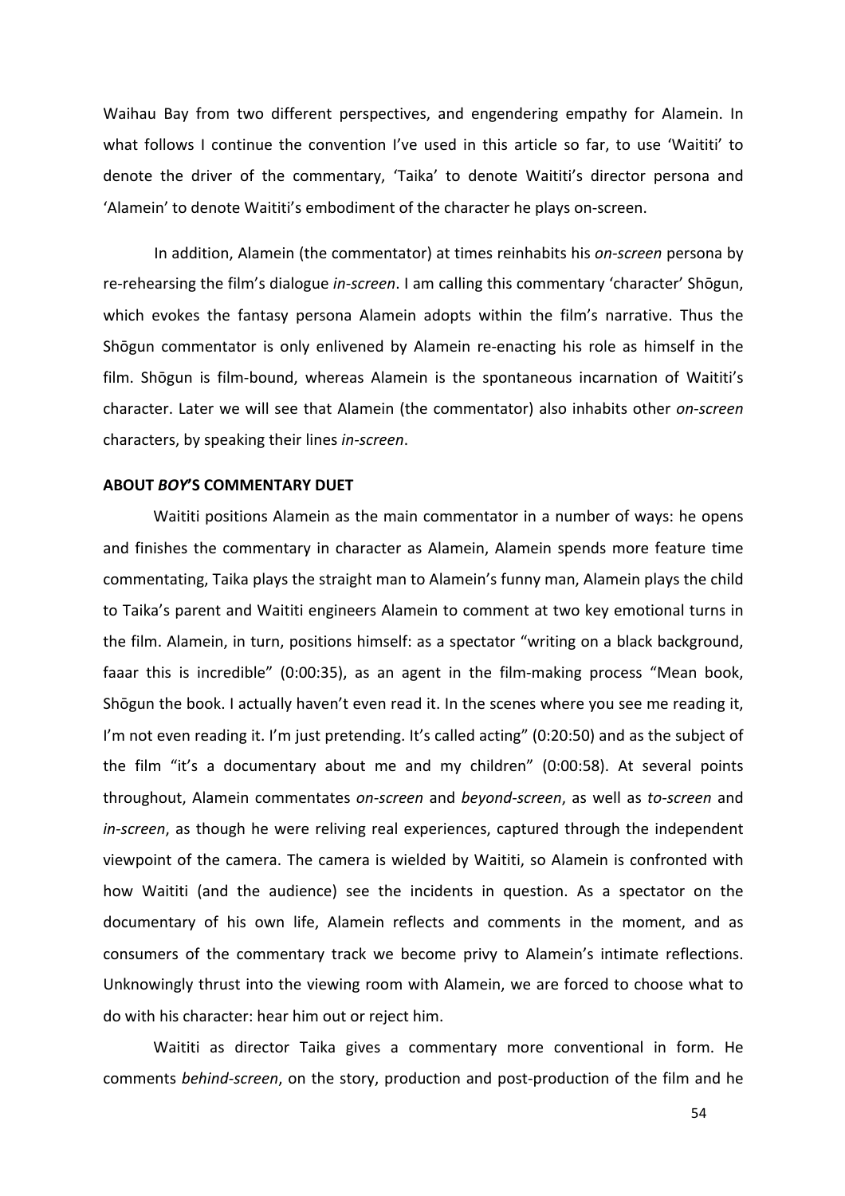Waihau Bay from two different perspectives, and engendering empathy for Alamein. In what follows I continue the convention I've used in this article so far, to use 'Waititi' to denote the driver of the commentary, 'Taika' to denote Waititi's director persona and 'Alamein' to denote Waititi's embodiment of the character he plays on-screen.

In addition, Alamein (the commentator) at times reinhabits his *on-screen* persona by re-rehearsing the film's dialogue *in-screen*. I am calling this commentary 'character' Shōgun, which evokes the fantasy persona Alamein adopts within the film's narrative. Thus the Shōgun commentator is only enlivened by Alamein re-enacting his role as himself in the film. Shōgun is film-bound, whereas Alamein is the spontaneous incarnation of Waititi's character. Later we will see that Alamein (the commentator) also inhabits other *on-screen* characters, by speaking their lines *in-screen*.

**ABOUT *BOY*'S COMMENTARY DUET**

Waititi positions Alamein as the main commentator in a number of ways: he opens and finishes the commentary in character as Alamein, Alamein spends more feature time commentating, Taika plays the straight man to Alamein's funny man, Alamein plays the child to Taika's parent and Waititi engineers Alamein to comment at two key emotional turns in the film. Alamein, in turn, positions himself: as a spectator "writing on a black background, faaar this is incredible" (0:00:35), as an agent in the film-making process "Mean book, Shōgun the book. I actually haven't even read it. In the scenes where you see me reading it, I'm not even reading it. I'm just pretending. It's called acting" (0:20:50) and as the subject of the film "it's a documentary about me and my children" (0:00:58). At several points throughout, Alamein commentates *on-screen* and *beyond-screen*, as well as *to-screen* and *in-screen*, as though he were reliving real experiences, captured through the independent viewpoint of the camera. The camera is wielded by Waititi, so Alamein is confronted with how Waititi (and the audience) see the incidents in question. As a spectator on the documentary of his own life, Alamein reflects and comments in the moment, and as consumers of the commentary track we become privy to Alamein's intimate reflections. Unknowingly thrust into the viewing room with Alamein, we are forced to choose what to do with his character: hear him out or reject him.

Waititi as director Taika gives a commentary more conventional in form. He comments *behind-screen*, on the story, production and post-production of the film and he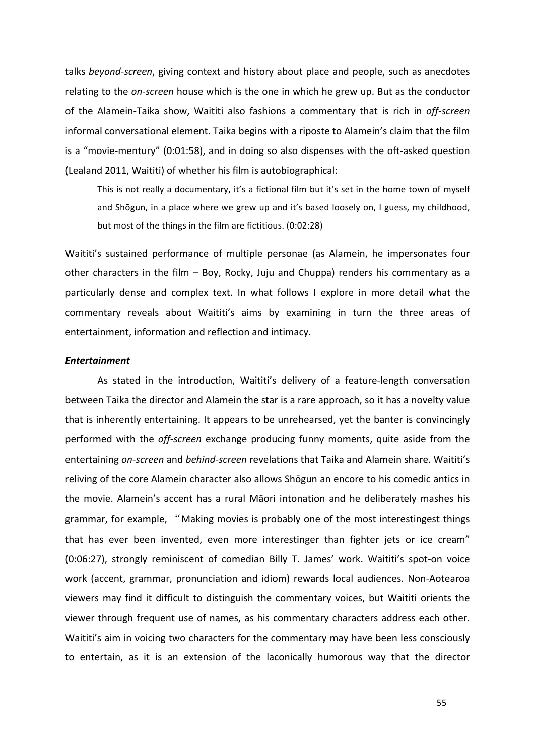talks *beyond-screen*, giving context and history about place and people, such as anecdotes relating to the *on-screen* house which is the one in which he grew up. But as the conductor of the Alamein-Taika show, Waititi also fashions a commentary that is rich in *off-screen* informal conversational element. Taika begins with a riposte to Alamein's claim that the film is a "movie-mentury" (0:01:58), and in doing so also dispenses with the oft-asked question (Lealand 2011, Waititi) of whether his film is autobiographical:

> This is not really a documentary, it's a fictional film but it's set in the home town of myself and Shōgun, in a place where we grew up and it's based loosely on, I guess, my childhood, but most of the things in the film are fictitious. (0:02:28)

Waititi's sustained performance of multiple personae (as Alamein, he impersonates four other characters in the film – Boy, Rocky, Juju and Chuppa) renders his commentary as a particularly dense and complex text. In what follows I explore in more detail what the commentary reveals about Waititi's aims by examining in turn the three areas of entertainment, information and reflection and intimacy.

***Entertainment***

As stated in the introduction, Waititi's delivery of a feature-length conversation between Taika the director and Alamein the star is a rare approach, so it has a novelty value that is inherently entertaining. It appears to be unrehearsed, yet the banter is convincingly performed with the *off-screen* exchange producing funny moments, quite aside from the entertaining *on-screen* and *behind-screen* revelations that Taika and Alamein share. Waititi's reliving of the core Alamein character also allows Shōgun an encore to his comedic antics in the movie. Alamein's accent has a rural Māori intonation and he deliberately mashes his grammar, for example, "Making movies is probably one of the most interestingest things that has ever been invented, even more interestinger than fighter jets or ice cream" (0:06:27), strongly reminiscent of comedian Billy T. James' work. Waititi's spot-on voice work (accent, grammar, pronunciation and idiom) rewards local audiences. Non-Aotearoa viewers may find it difficult to distinguish the commentary voices, but Waititi orients the viewer through frequent use of names, as his commentary characters address each other. Waititi's aim in voicing two characters for the commentary may have been less consciously to entertain, as it is an extension of the laconically humorous way that the director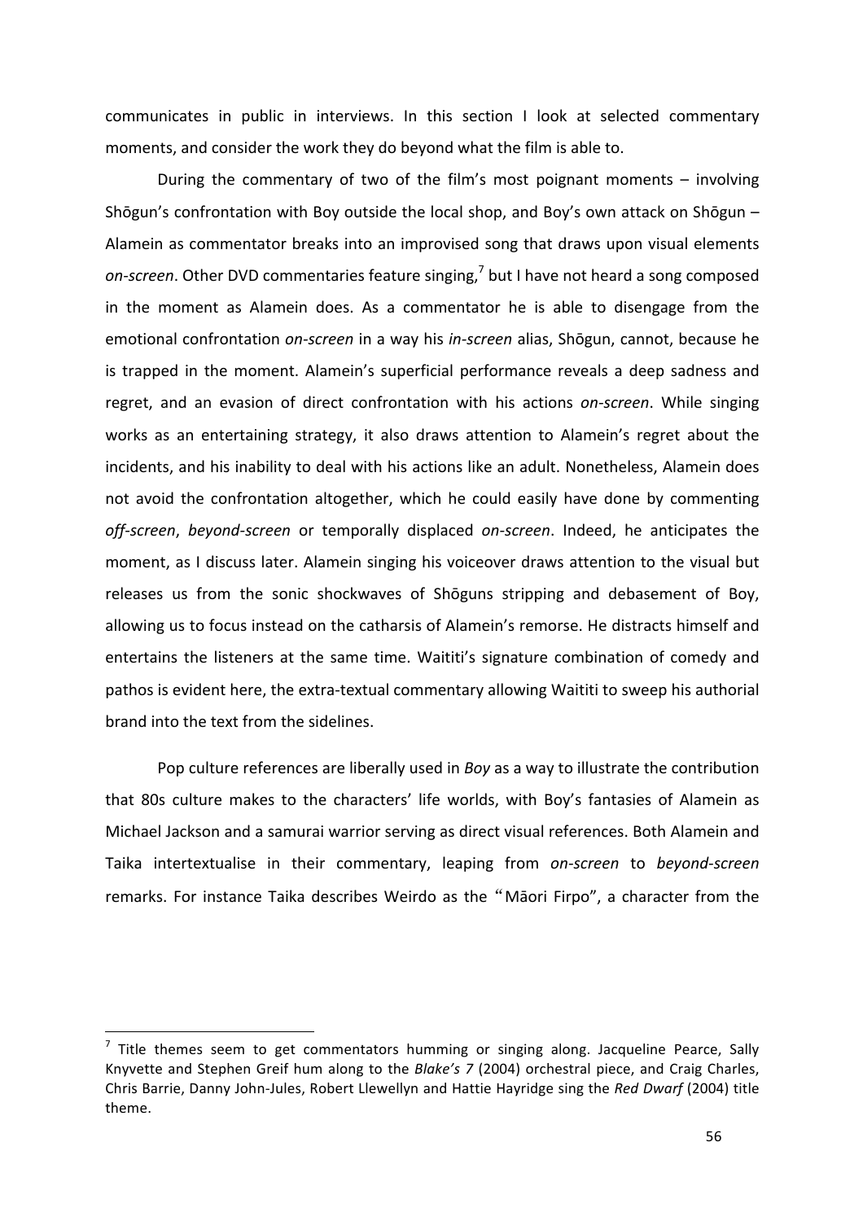communicates in public in interviews. In this section I look at selected commentary moments, and consider the work they do beyond what the film is able to.

During the commentary of two of the film's most poignant moments – involving Shōgun's confrontation with Boy outside the local shop, and Boy's own attack on Shōgun – Alamein as commentator breaks into an improvised song that draws upon visual elements *on-screen*. Other DVD commentaries feature singing,[7] but I have not heard a song composed in the moment as Alamein does. As a commentator he is able to disengage from the emotional confrontation *on-screen* in a way his *in-screen* alias, Shōgun, cannot, because he is trapped in the moment. Alamein's superficial performance reveals a deep sadness and regret, and an evasion of direct confrontation with his actions *on-screen*. While singing works as an entertaining strategy, it also draws attention to Alamein's regret about the incidents, and his inability to deal with his actions like an adult. Nonetheless, Alamein does not avoid the confrontation altogether, which he could easily have done by commenting *off-screen*, *beyond-screen* or temporally displaced *on-screen*. Indeed, he anticipates the moment, as I discuss later. Alamein singing his voiceover draws attention to the visual but releases us from the sonic shockwaves of Shōguns stripping and debasement of Boy, allowing us to focus instead on the catharsis of Alamein's remorse. He distracts himself and entertains the listeners at the same time. Waititi's signature combination of comedy and pathos is evident here, the extra-textual commentary allowing Waititi to sweep his authorial brand into the text from the sidelines.

Pop culture references are liberally used in *Boy* as a way to illustrate the contribution that 80s culture makes to the characters' life worlds, with Boy's fantasies of Alamein as Michael Jackson and a samurai warrior serving as direct visual references. Both Alamein and Taika intertextualise in their commentary, leaping from *on-screen* to *beyond-screen* remarks. For instance Taika describes Weirdo as the "Māori Firpo", a character from the

---

[7] Title themes seem to get commentators humming or singing along. Jacqueline Pearce, Sally Knyvette and Stephen Greif hum along to the *Blake's 7* (2004) orchestral piece, and Craig Charles, Chris Barrie, Danny John-Jules, Robert Llewellyn and Hattie Hayridge sing the *Red Dwarf* (2004) title theme.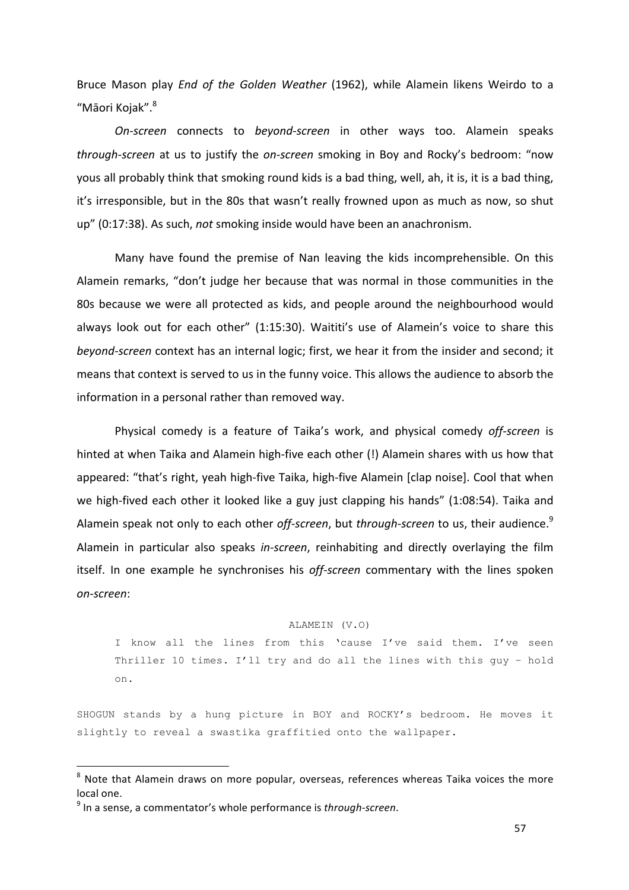Bruce Mason play *End of the Golden Weather* (1962), while Alamein likens Weirdo to a "Māori Kojak".[8]

*On-screen* connects to *beyond-screen* in other ways too. Alamein speaks *through-screen* at us to justify the *on-screen* smoking in Boy and Rocky's bedroom: "now yous all probably think that smoking round kids is a bad thing, well, ah, it is, it is a bad thing, it's irresponsible, but in the 80s that wasn't really frowned upon as much as now, so shut up" (0:17:38). As such, *not* smoking inside would have been an anachronism.

Many have found the premise of Nan leaving the kids incomprehensible. On this Alamein remarks, "don't judge her because that was normal in those communities in the 80s because we were all protected as kids, and people around the neighbourhood would always look out for each other" (1:15:30). Waititi's use of Alamein's voice to share this *beyond-screen* context has an internal logic; first, we hear it from the insider and second; it means that context is served to us in the funny voice. This allows the audience to absorb the information in a personal rather than removed way.

Physical comedy is a feature of Taika's work, and physical comedy *off-screen* is hinted at when Taika and Alamein high-five each other (!) Alamein shares with us how that appeared: "that's right, yeah high-five Taika, high-five Alamein [clap noise]. Cool that when we high-fived each other it looked like a guy just clapping his hands" (1:08:54). Taika and Alamein speak not only to each other *off-screen*, but *through-screen* to us, their audience.[9] Alamein in particular also speaks *in-screen*, reinhabiting and directly overlaying the film itself. In one example he synchronises his *off-screen* commentary with the lines spoken *on-screen*:

```
                              ALAMEIN (V.O)
     I know all the lines from this 'cause I've said them. I've seen
     Thriller 10 times. I'll try and do all the lines with this guy - hold
     on.

SHOGUN stands by a hung picture in BOY and ROCKY's bedroom. He moves it
slightly to reveal a swastika graffitied onto the wallpaper.
```

[8] Note that Alamein draws on more popular, overseas, references whereas Taika voices the more local one.

[9] In a sense, a commentator's whole performance is *through-screen*.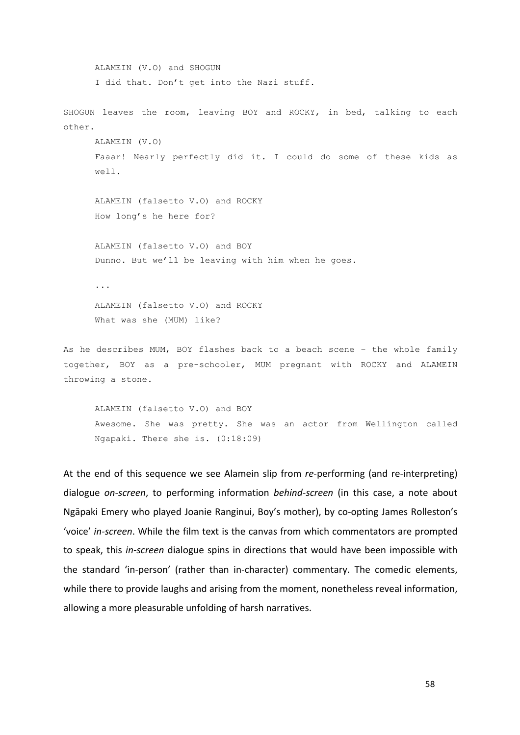ALAMEIN (V.O) and SHOGUN
I did that. Don't get into the Nazi stuff.

SHOGUN leaves the room, leaving BOY and ROCKY, in bed, talking to each other.

ALAMEIN (V.O)
Faaar! Nearly perfectly did it. I could do some of these kids as well.

ALAMEIN (falsetto V.O) and ROCKY
How long's he here for?

ALAMEIN (falsetto V.O) and BOY
Dunno. But we'll be leaving with him when he goes.

...

ALAMEIN (falsetto V.O) and ROCKY
What was she (MUM) like?

As he describes MUM, BOY flashes back to a beach scene – the whole family together, BOY as a pre-schooler, MUM pregnant with ROCKY and ALAMEIN throwing a stone.

ALAMEIN (falsetto V.O) and BOY
Awesome. She was pretty. She was an actor from Wellington called Ngapaki. There she is. (0:18:09)

At the end of this sequence we see Alamein slip from *re*-performing (and re-interpreting) dialogue *on-screen*, to performing information *behind-screen* (in this case, a note about Ngāpaki Emery who played Joanie Ranginui, Boy's mother), by co-opting James Rolleston's 'voice' *in-screen*. While the film text is the canvas from which commentators are prompted to speak, this *in-screen* dialogue spins in directions that would have been impossible with the standard 'in-person' (rather than in-character) commentary. The comedic elements, while there to provide laughs and arising from the moment, nonetheless reveal information, allowing a more pleasurable unfolding of harsh narratives.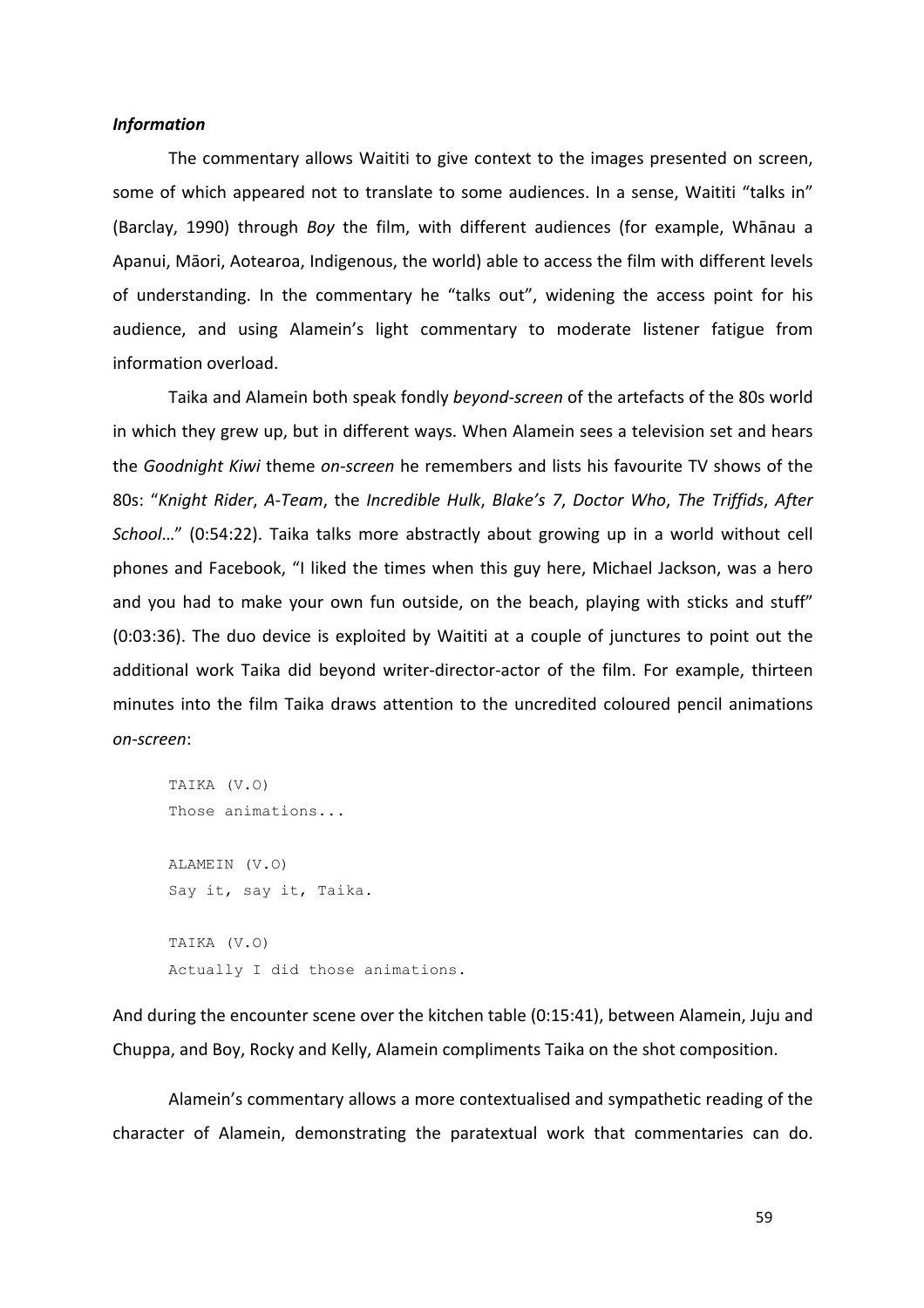***Information***

The commentary allows Waititi to give context to the images presented on screen, some of which appeared not to translate to some audiences. In a sense, Waititi "talks in" (Barclay, 1990) through *Boy* the film, with different audiences (for example, Whānau a Apanui, Māori, Aotearoa, Indigenous, the world) able to access the film with different levels of understanding. In the commentary he "talks out", widening the access point for his audience, and using Alamein's light commentary to moderate listener fatigue from information overload.

Taika and Alamein both speak fondly *beyond-screen* of the artefacts of the 80s world in which they grew up, but in different ways. When Alamein sees a television set and hears the *Goodnight Kiwi* theme *on-screen* he remembers and lists his favourite TV shows of the 80s: "*Knight Rider*, *A-Team*, the *Incredible Hulk*, *Blake's 7*, *Doctor Who*, *The Triffids*, *After School*…" (0:54:22). Taika talks more abstractly about growing up in a world without cell phones and Facebook, "I liked the times when this guy here, Michael Jackson, was a hero and you had to make your own fun outside, on the beach, playing with sticks and stuff" (0:03:36). The duo device is exploited by Waititi at a couple of junctures to point out the additional work Taika did beyond writer-director-actor of the film. For example, thirteen minutes into the film Taika draws attention to the uncredited coloured pencil animations *on-screen*:

```
TAIKA (V.O)
Those animations...

ALAMEIN (V.O)
Say it, say it, Taika.

TAIKA (V.O)
Actually I did those animations.
```

And during the encounter scene over the kitchen table (0:15:41), between Alamein, Juju and Chuppa, and Boy, Rocky and Kelly, Alamein compliments Taika on the shot composition.

Alamein's commentary allows a more contextualised and sympathetic reading of the character of Alamein, demonstrating the paratextual work that commentaries can do.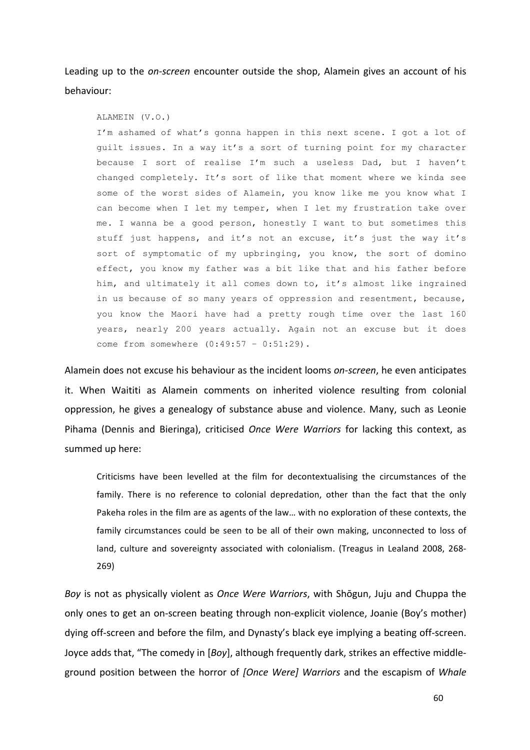Leading up to the *on-screen* encounter outside the shop, Alamein gives an account of his behaviour:

```
ALAMEIN (V.O.)
I'm ashamed of what's gonna happen in this next scene. I got a lot of
guilt issues. In a way it's a sort of turning point for my character
because I sort of realise I'm such a useless Dad, but I haven't
changed completely. It's sort of like that moment where we kinda see
some of the worst sides of Alamein, you know like me you know what I
can become when I let my temper, when I let my frustration take over
me. I wanna be a good person, honestly I want to but sometimes this
stuff just happens, and it's not an excuse, it's just the way it's
sort of symptomatic of my upbringing, you know, the sort of domino
effect, you know my father was a bit like that and his father before
him, and ultimately it all comes down to, it's almost like ingrained
in us because of so many years of oppression and resentment, because,
you know the Maori have had a pretty rough time over the last 160
years, nearly 200 years actually. Again not an excuse but it does
come from somewhere (0:49:57 – 0:51:29).
```

Alamein does not excuse his behaviour as the incident looms *on-screen*, he even anticipates it. When Waititi as Alamein comments on inherited violence resulting from colonial oppression, he gives a genealogy of substance abuse and violence. Many, such as Leonie Pihama (Dennis and Bieringa), criticised *Once Were Warriors* for lacking this context, as summed up here:

> Criticisms have been levelled at the film for decontextualising the circumstances of the family. There is no reference to colonial depredation, other than the fact that the only Pakeha roles in the film are as agents of the law… with no exploration of these contexts, the family circumstances could be seen to be all of their own making, unconnected to loss of land, culture and sovereignty associated with colonialism. (Treagus in Lealand 2008, 268-269)

*Boy* is not as physically violent as *Once Were Warriors*, with Shōgun, Juju and Chuppa the only ones to get an on-screen beating through non-explicit violence, Joanie (Boy's mother) dying off-screen and before the film, and Dynasty's black eye implying a beating off-screen. Joyce adds that, "The comedy in [*Boy*], although frequently dark, strikes an effective middle-ground position between the horror of *[Once Were] Warriors* and the escapism of *Whale*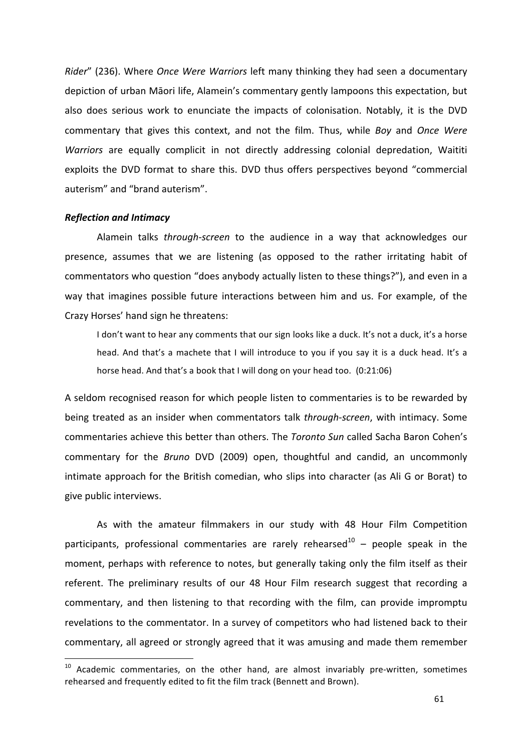*Rider*" (236). Where *Once Were Warriors* left many thinking they had seen a documentary depiction of urban Māori life, Alamein's commentary gently lampoons this expectation, but also does serious work to enunciate the impacts of colonisation. Notably, it is the DVD commentary that gives this context, and not the film. Thus, while *Boy* and *Once Were Warriors* are equally complicit in not directly addressing colonial depredation, Waititi exploits the DVD format to share this. DVD thus offers perspectives beyond "commercial auterism" and "brand auterism".

### ***Reflection and Intimacy***

Alamein talks *through-screen* to the audience in a way that acknowledges our presence, assumes that we are listening (as opposed to the rather irritating habit of commentators who question "does anybody actually listen to these things?"), and even in a way that imagines possible future interactions between him and us. For example, of the Crazy Horses' hand sign he threatens:

> I don't want to hear any comments that our sign looks like a duck. It's not a duck, it's a horse head. And that's a machete that I will introduce to you if you say it is a duck head. It's a horse head. And that's a book that I will dong on your head too. (0:21:06)

A seldom recognised reason for which people listen to commentaries is to be rewarded by being treated as an insider when commentators talk *through-screen*, with intimacy. Some commentaries achieve this better than others. The *Toronto Sun* called Sacha Baron Cohen's commentary for the *Bruno* DVD (2009) open, thoughtful and candid, an uncommonly intimate approach for the British comedian, who slips into character (as Ali G or Borat) to give public interviews.

As with the amateur filmmakers in our study with 48 Hour Film Competition participants, professional commentaries are rarely rehearsed[10] – people speak in the moment, perhaps with reference to notes, but generally taking only the film itself as their referent. The preliminary results of our 48 Hour Film research suggest that recording a commentary, and then listening to that recording with the film, can provide impromptu revelations to the commentator. In a survey of competitors who had listened back to their commentary, all agreed or strongly agreed that it was amusing and made them remember

---

[10] Academic commentaries, on the other hand, are almost invariably pre-written, sometimes rehearsed and frequently edited to fit the film track (Bennett and Brown).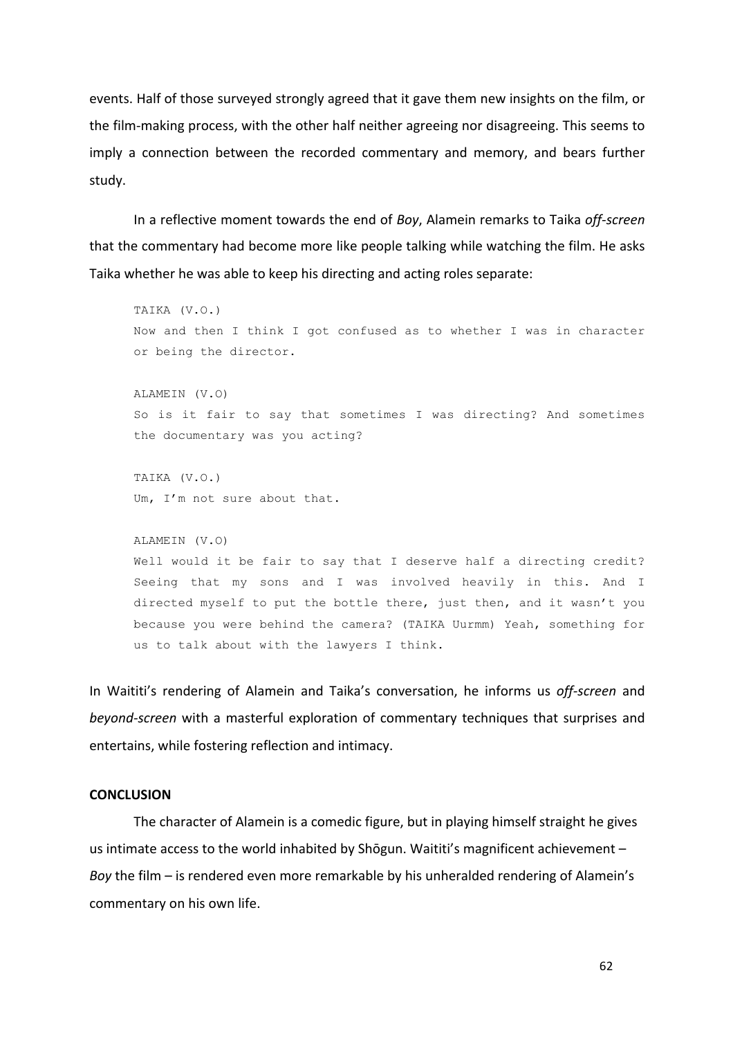events. Half of those surveyed strongly agreed that it gave them new insights on the film, or the film-making process, with the other half neither agreeing nor disagreeing. This seems to imply a connection between the recorded commentary and memory, and bears further study.

In a reflective moment towards the end of *Boy*, Alamein remarks to Taika *off-screen* that the commentary had become more like people talking while watching the film. He asks Taika whether he was able to keep his directing and acting roles separate:

```
TAIKA (V.O.)
Now and then I think I got confused as to whether I was in character
or being the director.

ALAMEIN (V.O)
So is it fair to say that sometimes I was directing? And sometimes
the documentary was you acting?

TAIKA (V.O.)
Um, I'm not sure about that.

ALAMEIN (V.O)
Well would it be fair to say that I deserve half a directing credit?
Seeing that my sons and I was involved heavily in this. And I
directed myself to put the bottle there, just then, and it wasn't you
because you were behind the camera? (TAIKA Uurmm) Yeah, something for
us to talk about with the lawyers I think.
```

In Waititi's rendering of Alamein and Taika's conversation, he informs us *off-screen* and *beyond-screen* with a masterful exploration of commentary techniques that surprises and entertains, while fostering reflection and intimacy.

**CONCLUSION**

The character of Alamein is a comedic figure, but in playing himself straight he gives us intimate access to the world inhabited by Shōgun. Waititi's magnificent achievement – *Boy* the film – is rendered even more remarkable by his unheralded rendering of Alamein's commentary on his own life.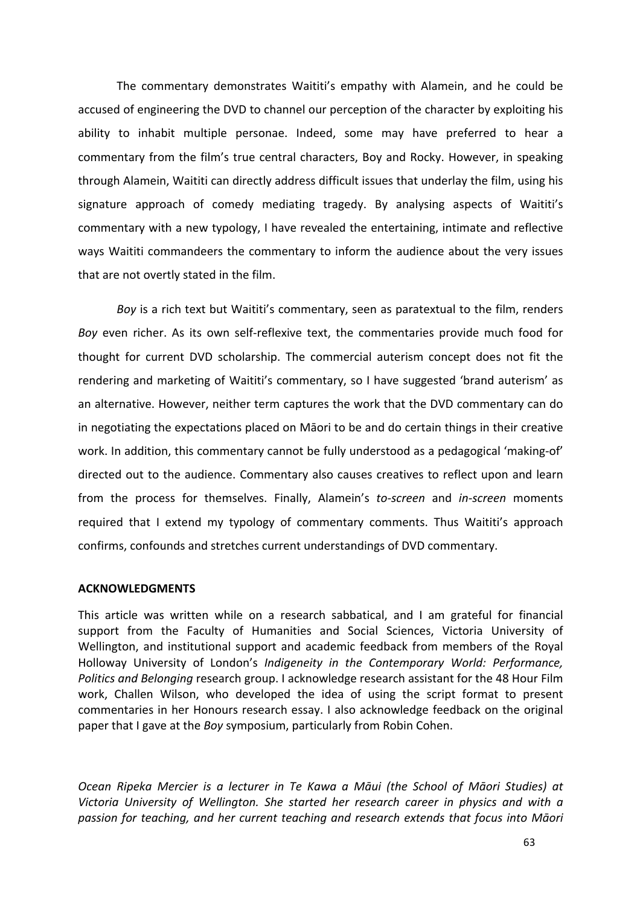The commentary demonstrates Waititi's empathy with Alamein, and he could be accused of engineering the DVD to channel our perception of the character by exploiting his ability to inhabit multiple personae. Indeed, some may have preferred to hear a commentary from the film's true central characters, Boy and Rocky. However, in speaking through Alamein, Waititi can directly address difficult issues that underlay the film, using his signature approach of comedy mediating tragedy. By analysing aspects of Waititi's commentary with a new typology, I have revealed the entertaining, intimate and reflective ways Waititi commandeers the commentary to inform the audience about the very issues that are not overtly stated in the film.

*Boy* is a rich text but Waititi's commentary, seen as paratextual to the film, renders *Boy* even richer. As its own self-reflexive text, the commentaries provide much food for thought for current DVD scholarship. The commercial auterism concept does not fit the rendering and marketing of Waititi's commentary, so I have suggested 'brand auterism' as an alternative. However, neither term captures the work that the DVD commentary can do in negotiating the expectations placed on Māori to be and do certain things in their creative work. In addition, this commentary cannot be fully understood as a pedagogical 'making-of' directed out to the audience. Commentary also causes creatives to reflect upon and learn from the process for themselves. Finally, Alamein's *to-screen* and *in-screen* moments required that I extend my typology of commentary comments. Thus Waititi's approach confirms, confounds and stretches current understandings of DVD commentary.

**ACKNOWLEDGMENTS**

This article was written while on a research sabbatical, and I am grateful for financial support from the Faculty of Humanities and Social Sciences, Victoria University of Wellington, and institutional support and academic feedback from members of the Royal Holloway University of London's *Indigeneity in the Contemporary World: Performance, Politics and Belonging* research group. I acknowledge research assistant for the 48 Hour Film work, Challen Wilson, who developed the idea of using the script format to present commentaries in her Honours research essay. I also acknowledge feedback on the original paper that I gave at the *Boy* symposium, particularly from Robin Cohen.

*Ocean Ripeka Mercier is a lecturer in Te Kawa a Māui (the School of Māori Studies) at Victoria University of Wellington. She started her research career in physics and with a passion for teaching, and her current teaching and research extends that focus into Māori*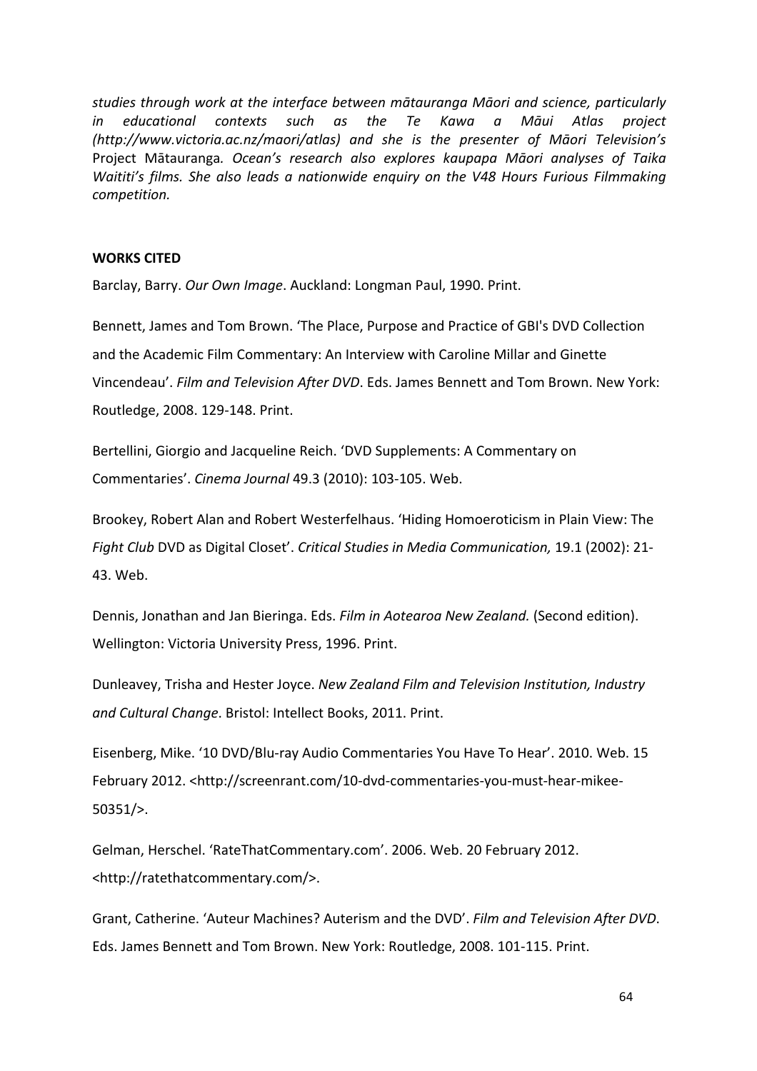*studies through work at the interface between mātauranga Māori and science, particularly in educational contexts such as the Te Kawa a Māui Atlas project (http://www.victoria.ac.nz/maori/atlas) and she is the presenter of Māori Television's* Project Mātauranga*. Ocean's research also explores kaupapa Māori analyses of Taika Waititi's films. She also leads a nationwide enquiry on the V48 Hours Furious Filmmaking competition.*

**WORKS CITED**

Barclay, Barry. *Our Own Image*. Auckland: Longman Paul, 1990. Print.

Bennett, James and Tom Brown. 'The Place, Purpose and Practice of GBI's DVD Collection and the Academic Film Commentary: An Interview with Caroline Millar and Ginette Vincendeau'. *Film and Television After DVD*. Eds. James Bennett and Tom Brown. New York: Routledge, 2008. 129-148. Print.

Bertellini, Giorgio and Jacqueline Reich. 'DVD Supplements: A Commentary on Commentaries'. *Cinema Journal* 49.3 (2010): 103-105. Web.

Brookey, Robert Alan and Robert Westerfelhaus. 'Hiding Homoeroticism in Plain View: The *Fight Club* DVD as Digital Closet'. *Critical Studies in Media Communication,* 19.1 (2002): 21-43. Web.

Dennis, Jonathan and Jan Bieringa. Eds. *Film in Aotearoa New Zealand.* (Second edition). Wellington: Victoria University Press, 1996. Print.

Dunleavey, Trisha and Hester Joyce. *New Zealand Film and Television Institution, Industry and Cultural Change*. Bristol: Intellect Books, 2011. Print.

Eisenberg, Mike. '10 DVD/Blu-ray Audio Commentaries You Have To Hear'. 2010. Web. 15 February 2012. <http://screenrant.com/10-dvd-commentaries-you-must-hear-mikee-50351/>.

Gelman, Herschel. 'RateThatCommentary.com'. 2006. Web. 20 February 2012. <http://ratethatcommentary.com/>.

Grant, Catherine. 'Auteur Machines? Auterism and the DVD'. *Film and Television After DVD*. Eds. James Bennett and Tom Brown. New York: Routledge, 2008. 101-115. Print.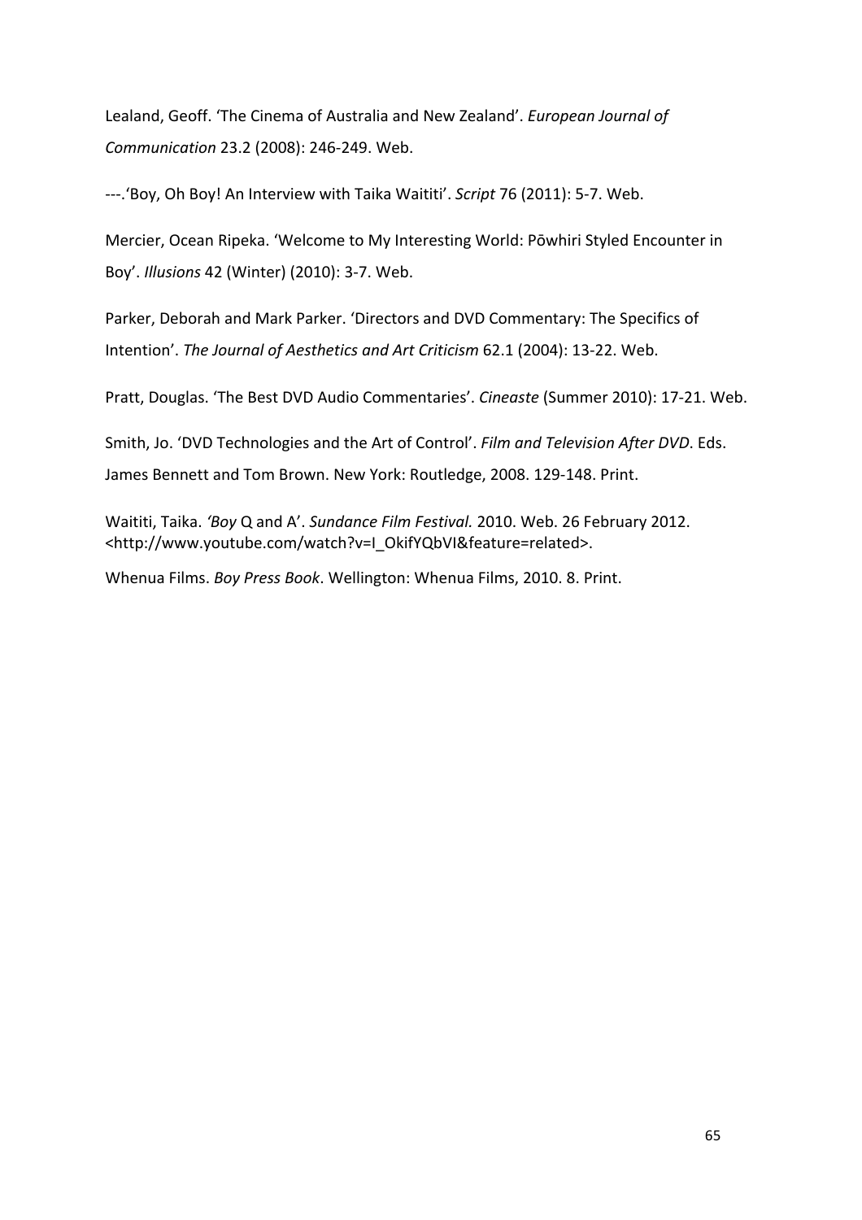Lealand, Geoff. 'The Cinema of Australia and New Zealand'. *European Journal of Communication* 23.2 (2008): 246-249. Web.

---.'Boy, Oh Boy! An Interview with Taika Waititi'. *Script* 76 (2011): 5-7. Web.

Mercier, Ocean Ripeka. 'Welcome to My Interesting World: Pōwhiri Styled Encounter in Boy'. *Illusions* 42 (Winter) (2010): 3-7. Web.

Parker, Deborah and Mark Parker. 'Directors and DVD Commentary: The Specifics of Intention'. *The Journal of Aesthetics and Art Criticism* 62.1 (2004): 13-22. Web.

Pratt, Douglas. 'The Best DVD Audio Commentaries'. *Cineaste* (Summer 2010): 17-21. Web.

Smith, Jo. 'DVD Technologies and the Art of Control'. *Film and Television After DVD*. Eds. James Bennett and Tom Brown. New York: Routledge, 2008. 129-148. Print.

Waititi, Taika. *'Boy* Q and A'. *Sundance Film Festival.* 2010. Web. 26 February 2012. <http://www.youtube.com/watch?v=I_OkifYQbVI&feature=related>.

Whenua Films. *Boy Press Book*. Wellington: Whenua Films, 2010. 8. Print.